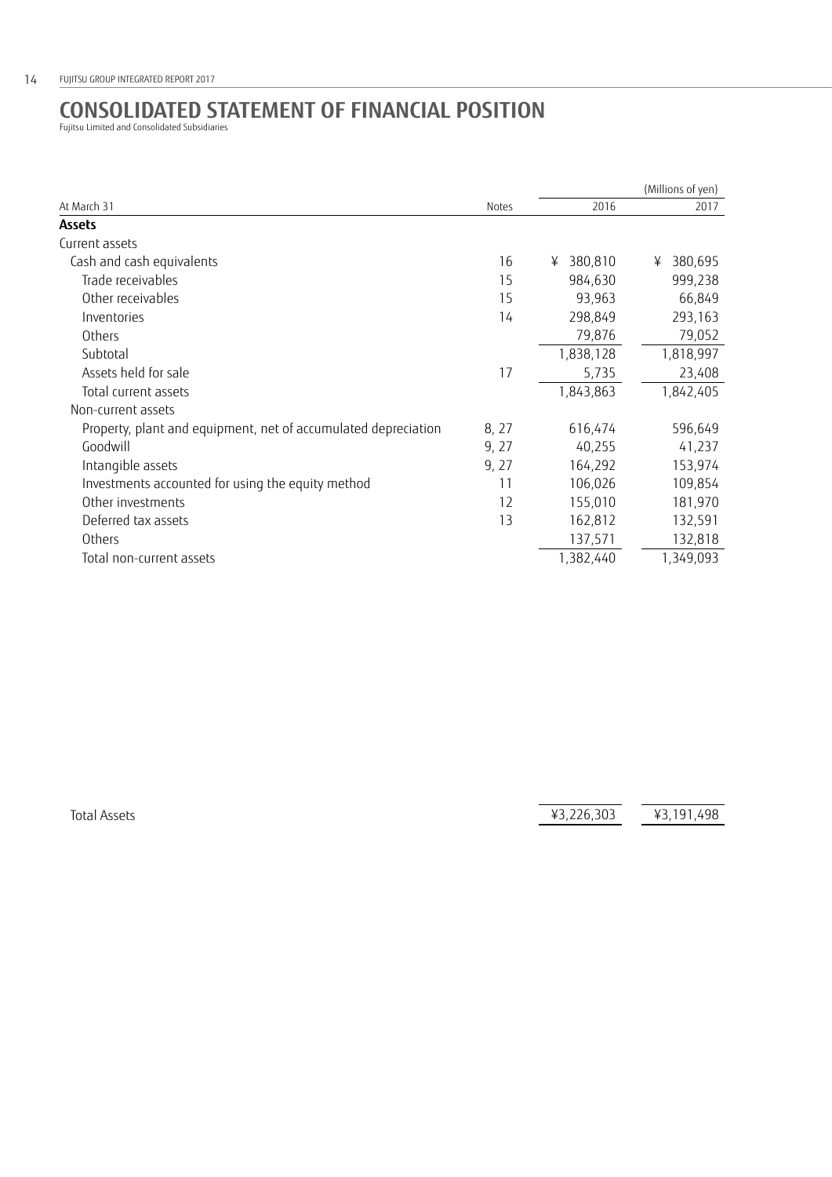# CONSOLIDATED STATEMENT OF FINANCIAL POSITION

Fujitsu Limited and Consolidated Subsidiaries

| | | | (Millions of yen) |
|---|---|---|---|
| At March 31 | Notes | 2016 | 2017 |
| **Assets** | | | |
| Current assets | | | |
| Cash and cash equivalents | 16 | ¥ 380,810 | ¥ 380,695 |
| Trade receivables | 15 | 984,630 | 999,238 |
| Other receivables | 15 | 93,963 | 66,849 |
| Inventories | 14 | 298,849 | 293,163 |
| Others | | 79,876 | 79,052 |
| Subtotal | | 1,838,128 | 1,818,997 |
| Assets held for sale | 17 | 5,735 | 23,408 |
| Total current assets | | 1,843,863 | 1,842,405 |
| Non-current assets | | | |
| Property, plant and equipment, net of accumulated depreciation | 8, 27 | 616,474 | 596,649 |
| Goodwill | 9, 27 | 40,255 | 41,237 |
| Intangible assets | 9, 27 | 164,292 | 153,974 |
| Investments accounted for using the equity method | 11 | 106,026 | 109,854 |
| Other investments | 12 | 155,010 | 181,970 |
| Deferred tax assets | 13 | 162,812 | 132,591 |
| Others | | 137,571 | 132,818 |
| Total non-current assets | | 1,382,440 | 1,349,093 |
| Total Assets | | ¥3,226,303 | ¥3,191,498 |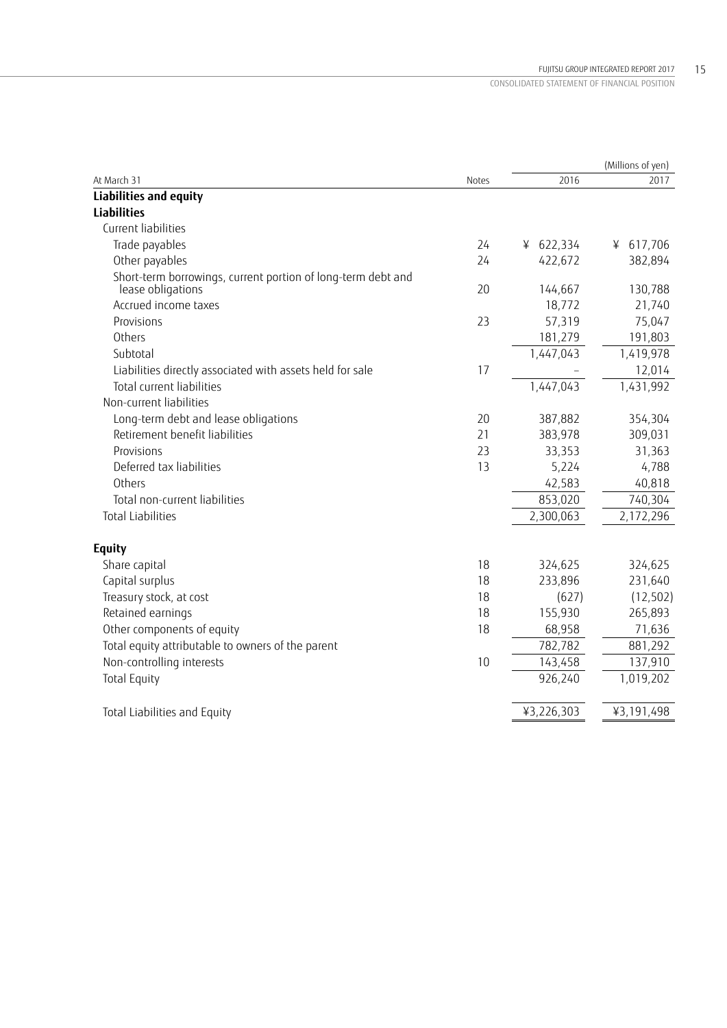| At March 31 | Notes | 2016 | 2017 |
| --- | --- | --- | --- |
| | | (Millions of yen) | |
| **Liabilities and equity** | | | |
| **Liabilities** | | | |
| Current liabilities | | | |
| Trade payables | 24 | ¥ 622,334 | ¥ 617,706 |
| Other payables | 24 | 422,672 | 382,894 |
| Short-term borrowings, current portion of long-term debt and lease obligations | 20 | 144,667 | 130,788 |
| Accrued income taxes | | 18,772 | 21,740 |
| Provisions | 23 | 57,319 | 75,047 |
| Others | | 181,279 | 191,803 |
| Subtotal | | 1,447,043 | 1,419,978 |
| Liabilities directly associated with assets held for sale | 17 | – | 12,014 |
| Total current liabilities | | 1,447,043 | 1,431,992 |
| Non-current liabilities | | | |
| Long-term debt and lease obligations | 20 | 387,882 | 354,304 |
| Retirement benefit liabilities | 21 | 383,978 | 309,031 |
| Provisions | 23 | 33,353 | 31,363 |
| Deferred tax liabilities | 13 | 5,224 | 4,788 |
| Others | | 42,583 | 40,818 |
| Total non-current liabilities | | 853,020 | 740,304 |
| Total Liabilities | | 2,300,063 | 2,172,296 |
| **Equity** | | | |
| Share capital | 18 | 324,625 | 324,625 |
| Capital surplus | 18 | 233,896 | 231,640 |
| Treasury stock, at cost | 18 | (627) | (12,502) |
| Retained earnings | 18 | 155,930 | 265,893 |
| Other components of equity | 18 | 68,958 | 71,636 |
| Total equity attributable to owners of the parent | | 782,782 | 881,292 |
| Non-controlling interests | 10 | 143,458 | 137,910 |
| Total Equity | | 926,240 | 1,019,202 |
| Total Liabilities and Equity | | ¥3,226,303 | ¥3,191,498 |